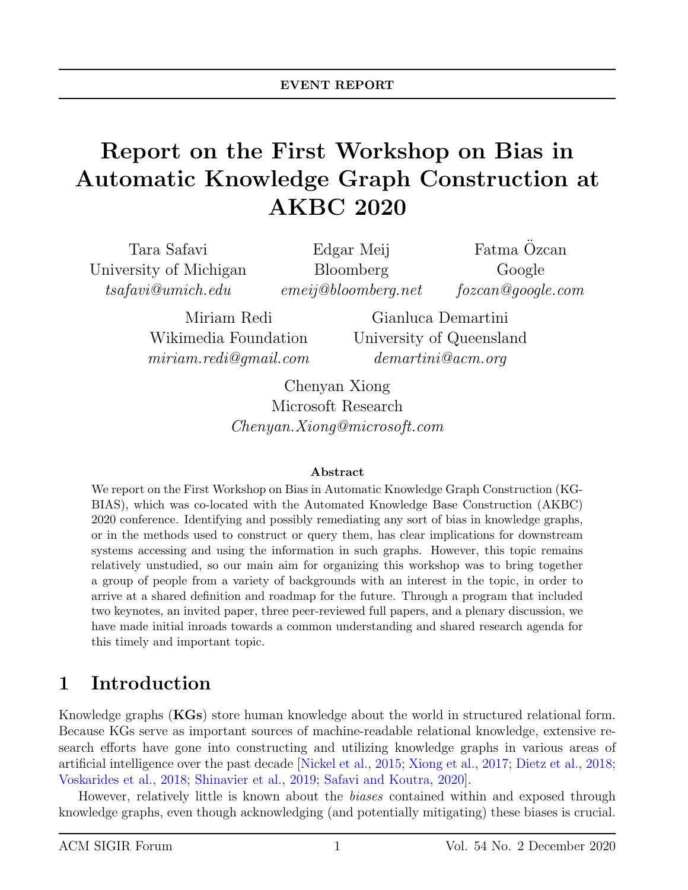EVENT REPORT

# Report on the First Workshop on Bias in Automatic Knowledge Graph Construction at AKBC 2020

Tara Safavi
University of Michigan
*tsafavi@umich.edu*

Edgar Meij
Bloomberg
*emeij@bloomberg.net*

Fatma Özcan
Google
*fozcan@google.com*

Miriam Redi
Wikimedia Foundation
*miriam.redi@gmail.com*

Gianluca Demartini
University of Queensland
*demartini@acm.org*

Chenyan Xiong
Microsoft Research
*Chenyan.Xiong@microsoft.com*

### Abstract

We report on the First Workshop on Bias in Automatic Knowledge Graph Construction (KG-BIAS), which was co-located with the Automated Knowledge Base Construction (AKBC) 2020 conference. Identifying and possibly remediating any sort of bias in knowledge graphs, or in the methods used to construct or query them, has clear implications for downstream systems accessing and using the information in such graphs. However, this topic remains relatively unstudied, so our main aim for organizing this workshop was to bring together a group of people from a variety of backgrounds with an interest in the topic, in order to arrive at a shared definition and roadmap for the future. Through a program that included two keynotes, an invited paper, three peer-reviewed full papers, and a plenary discussion, we have made initial inroads towards a common understanding and shared research agenda for this timely and important topic.

## 1 Introduction

Knowledge graphs (**KGs**) store human knowledge about the world in structured relational form. Because KGs serve as important sources of machine-readable relational knowledge, extensive research efforts have gone into constructing and utilizing knowledge graphs in various areas of artificial intelligence over the past decade [Nickel et al., 2015; Xiong et al., 2017; Dietz et al., 2018; Voskarides et al., 2018; Shinavier et al., 2019; Safavi and Koutra, 2020].

However, relatively little is known about the *biases* contained within and exposed through knowledge graphs, even though acknowledging (and potentially mitigating) these biases is crucial.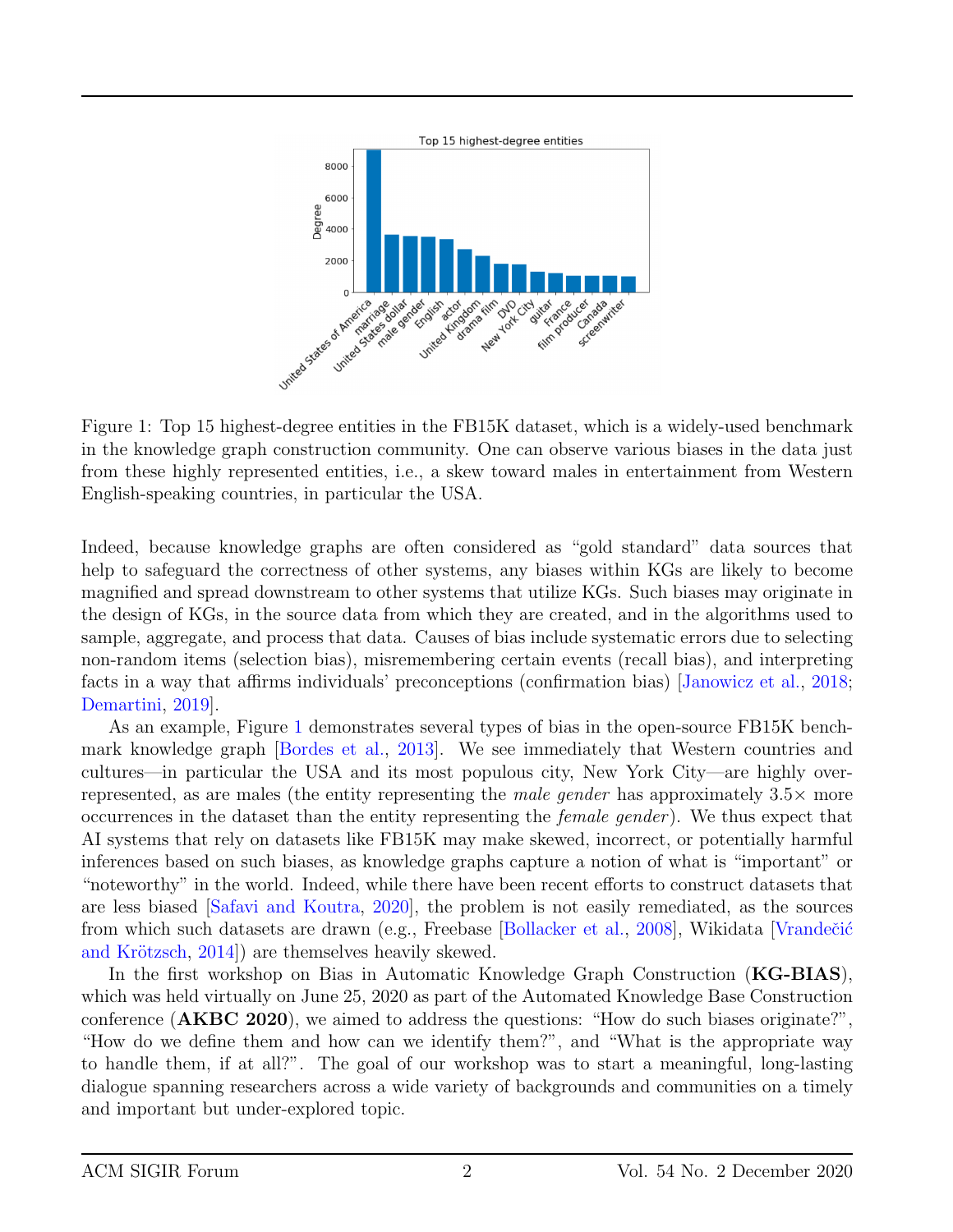Figure 1: Top 15 highest-degree entities in the FB15K dataset, which is a widely-used benchmark in the knowledge graph construction community. One can observe various biases in the data just from these highly represented entities, i.e., a skew toward males in entertainment from Western English-speaking countries, in particular the USA.

Indeed, because knowledge graphs are often considered as "gold standard" data sources that help to safeguard the correctness of other systems, any biases within KGs are likely to become magnified and spread downstream to other systems that utilize KGs. Such biases may originate in the design of KGs, in the source data from which they are created, and in the algorithms used to sample, aggregate, and process that data. Causes of bias include systematic errors due to selecting non-random items (selection bias), misremembering certain events (recall bias), and interpreting facts in a way that affirms individuals' preconceptions (confirmation bias) [Janowicz et al., 2018; Demartini, 2019].

As an example, Figure 1 demonstrates several types of bias in the open-source FB15K benchmark knowledge graph [Bordes et al., 2013]. We see immediately that Western countries and cultures—in particular the USA and its most populous city, New York City—are highly over-represented, as are males (the entity representing the *male gender* has approximately 3.5× more occurrences in the dataset than the entity representing the *female gender*). We thus expect that AI systems that rely on datasets like FB15K may make skewed, incorrect, or potentially harmful inferences based on such biases, as knowledge graphs capture a notion of what is "important" or "noteworthy" in the world. Indeed, while there have been recent efforts to construct datasets that are less biased [Safavi and Koutra, 2020], the problem is not easily remediated, as the sources from which such datasets are drawn (e.g., Freebase [Bollacker et al., 2008], Wikidata [Vrandečić and Krötzsch, 2014]) are themselves heavily skewed.

In the first workshop on Bias in Automatic Knowledge Graph Construction (**KG-BIAS**), which was held virtually on June 25, 2020 as part of the Automated Knowledge Base Construction conference (**AKBC 2020**), we aimed to address the questions: "How do such biases originate?", "How do we define them and how can we identify them?", and "What is the appropriate way to handle them, if at all?". The goal of our workshop was to start a meaningful, long-lasting dialogue spanning researchers across a wide variety of backgrounds and communities on a timely and important but under-explored topic.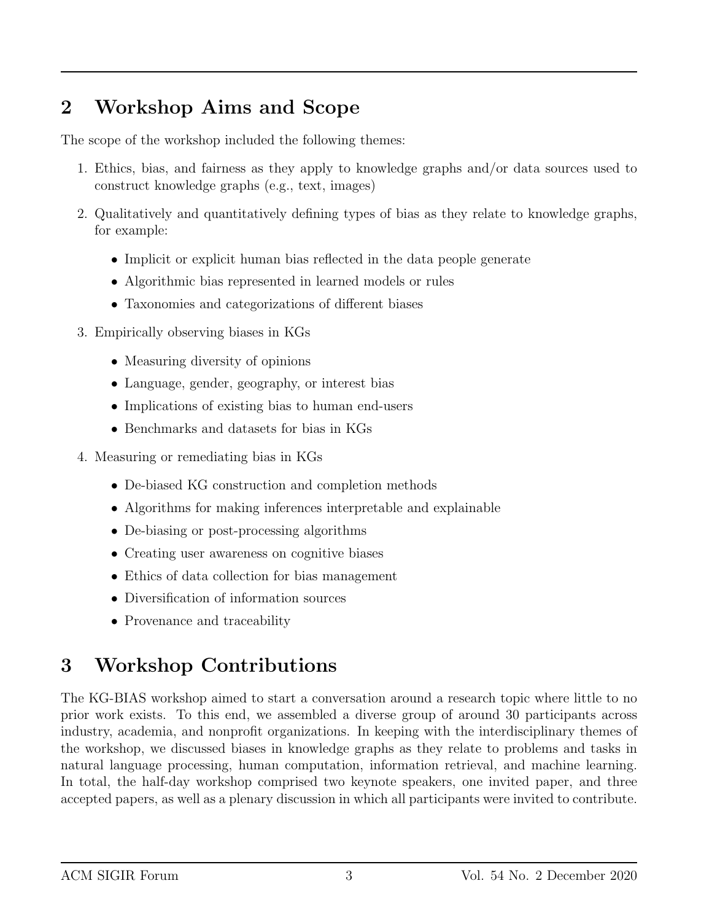## 2 Workshop Aims and Scope

The scope of the workshop included the following themes:

1. Ethics, bias, and fairness as they apply to knowledge graphs and/or data sources used to construct knowledge graphs (e.g., text, images)
2. Qualitatively and quantitatively defining types of bias as they relate to knowledge graphs, for example:
   - Implicit or explicit human bias reflected in the data people generate
   - Algorithmic bias represented in learned models or rules
   - Taxonomies and categorizations of different biases
3. Empirically observing biases in KGs
   - Measuring diversity of opinions
   - Language, gender, geography, or interest bias
   - Implications of existing bias to human end-users
   - Benchmarks and datasets for bias in KGs
4. Measuring or remediating bias in KGs
   - De-biased KG construction and completion methods
   - Algorithms for making inferences interpretable and explainable
   - De-biasing or post-processing algorithms
   - Creating user awareness on cognitive biases
   - Ethics of data collection for bias management
   - Diversification of information sources
   - Provenance and traceability

## 3 Workshop Contributions

The KG-BIAS workshop aimed to start a conversation around a research topic where little to no prior work exists. To this end, we assembled a diverse group of around 30 participants across industry, academia, and nonprofit organizations. In keeping with the interdisciplinary themes of the workshop, we discussed biases in knowledge graphs as they relate to problems and tasks in natural language processing, human computation, information retrieval, and machine learning. In total, the half-day workshop comprised two keynote speakers, one invited paper, and three accepted papers, as well as a plenary discussion in which all participants were invited to contribute.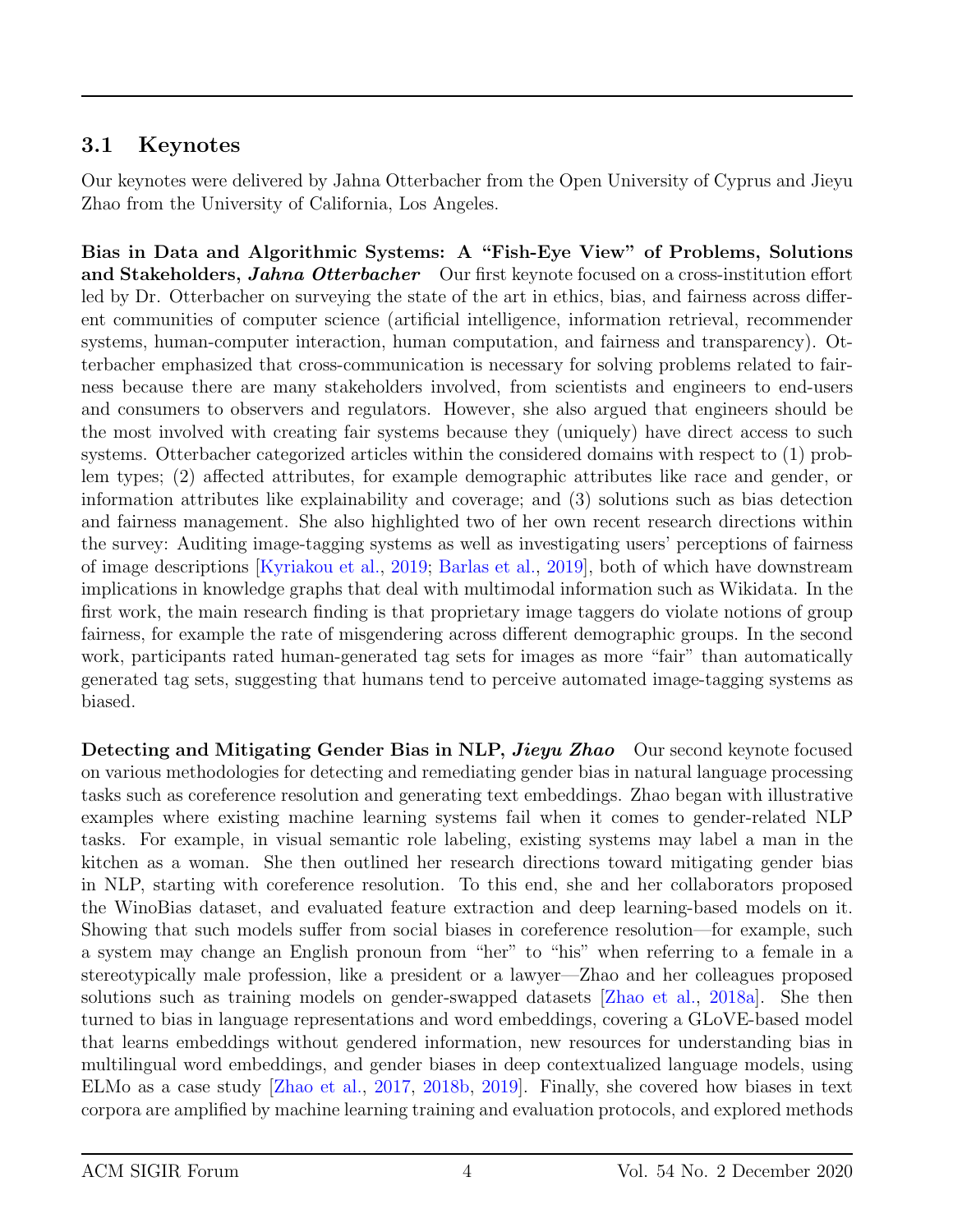### 3.1 Keynotes

Our keynotes were delivered by Jahna Otterbacher from the Open University of Cyprus and Jieyu Zhao from the University of California, Los Angeles.

**Bias in Data and Algorithmic Systems: A "Fish-Eye View" of Problems, Solutions and Stakeholders, *Jahna Otterbacher*** Our first keynote focused on a cross-institution effort led by Dr. Otterbacher on surveying the state of the art in ethics, bias, and fairness across different communities of computer science (artificial intelligence, information retrieval, recommender systems, human-computer interaction, human computation, and fairness and transparency). Otterbacher emphasized that cross-communication is necessary for solving problems related to fairness because there are many stakeholders involved, from scientists and engineers to end-users and consumers to observers and regulators. However, she also argued that engineers should be the most involved with creating fair systems because they (uniquely) have direct access to such systems. Otterbacher categorized articles within the considered domains with respect to (1) problem types; (2) affected attributes, for example demographic attributes like race and gender, or information attributes like explainability and coverage; and (3) solutions such as bias detection and fairness management. She also highlighted two of her own recent research directions within the survey: Auditing image-tagging systems as well as investigating users' perceptions of fairness of image descriptions [Kyriakou et al., 2019; Barlas et al., 2019], both of which have downstream implications in knowledge graphs that deal with multimodal information such as Wikidata. In the first work, the main research finding is that proprietary image taggers do violate notions of group fairness, for example the rate of misgendering across different demographic groups. In the second work, participants rated human-generated tag sets for images as more "fair" than automatically generated tag sets, suggesting that humans tend to perceive automated image-tagging systems as biased.

**Detecting and Mitigating Gender Bias in NLP, *Jieyu Zhao*** Our second keynote focused on various methodologies for detecting and remediating gender bias in natural language processing tasks such as coreference resolution and generating text embeddings. Zhao began with illustrative examples where existing machine learning systems fail when it comes to gender-related NLP tasks. For example, in visual semantic role labeling, existing systems may label a man in the kitchen as a woman. She then outlined her research directions toward mitigating gender bias in NLP, starting with coreference resolution. To this end, she and her collaborators proposed the WinoBias dataset, and evaluated feature extraction and deep learning-based models on it. Showing that such models suffer from social biases in coreference resolution—for example, such a system may change an English pronoun from "her" to "his" when referring to a female in a stereotypically male profession, like a president or a lawyer—Zhao and her colleagues proposed solutions such as training models on gender-swapped datasets [Zhao et al., 2018a]. She then turned to bias in language representations and word embeddings, covering a GLoVE-based model that learns embeddings without gendered information, new resources for understanding bias in multilingual word embeddings, and gender biases in deep contextualized language models, using ELMo as a case study [Zhao et al., 2017, 2018b, 2019]. Finally, she covered how biases in text corpora are amplified by machine learning training and evaluation protocols, and explored methods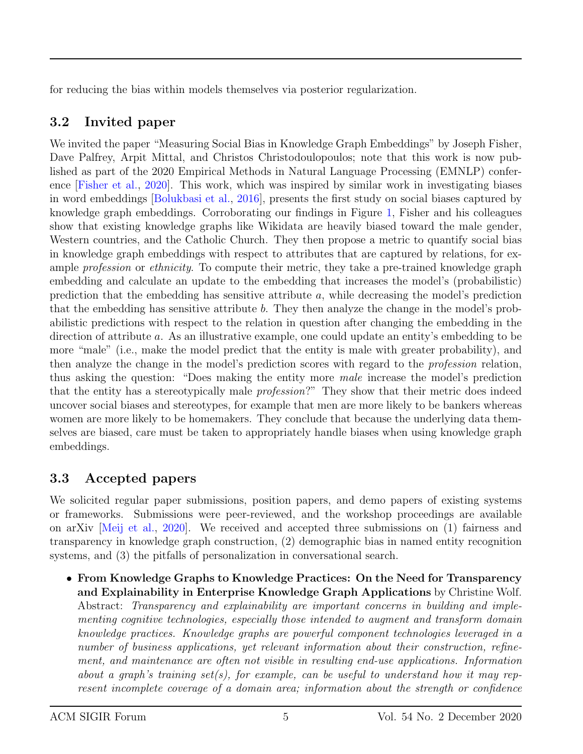for reducing the bias within models themselves via posterior regularization.

## 3.2 Invited paper

We invited the paper "Measuring Social Bias in Knowledge Graph Embeddings" by Joseph Fisher, Dave Palfrey, Arpit Mittal, and Christos Christodoulopoulos; note that this work is now published as part of the 2020 Empirical Methods in Natural Language Processing (EMNLP) conference [Fisher et al., 2020]. This work, which was inspired by similar work in investigating biases in word embeddings [Bolukbasi et al., 2016], presents the first study on social biases captured by knowledge graph embeddings. Corroborating our findings in Figure 1, Fisher and his colleagues show that existing knowledge graphs like Wikidata are heavily biased toward the male gender, Western countries, and the Catholic Church. They then propose a metric to quantify social bias in knowledge graph embeddings with respect to attributes that are captured by relations, for example *profession* or *ethnicity*. To compute their metric, they take a pre-trained knowledge graph embedding and calculate an update to the embedding that increases the model's (probabilistic) prediction that the embedding has sensitive attribute $a$, while decreasing the model's prediction that the embedding has sensitive attribute $b$. They then analyze the change in the model's probabilistic predictions with respect to the relation in question after changing the embedding in the direction of attribute $a$. As an illustrative example, one could update an entity's embedding to be more "male" (i.e., make the model predict that the entity is male with greater probability), and then analyze the change in the model's prediction scores with regard to the *profession* relation, thus asking the question: "Does making the entity more *male* increase the model's prediction that the entity has a stereotypically male *profession*?" They show that their metric does indeed uncover social biases and stereotypes, for example that men are more likely to be bankers whereas women are more likely to be homemakers. They conclude that because the underlying data themselves are biased, care must be taken to appropriately handle biases when using knowledge graph embeddings.

## 3.3 Accepted papers

We solicited regular paper submissions, position papers, and demo papers of existing systems or frameworks. Submissions were peer-reviewed, and the workshop proceedings are available on arXiv [Meij et al., 2020]. We received and accepted three submissions on (1) fairness and transparency in knowledge graph construction, (2) demographic bias in named entity recognition systems, and (3) the pitfalls of personalization in conversational search.

- **From Knowledge Graphs to Knowledge Practices: On the Need for Transparency and Explainability in Enterprise Knowledge Graph Applications** by Christine Wolf. Abstract: *Transparency and explainability are important concerns in building and implementing cognitive technologies, especially those intended to augment and transform domain knowledge practices. Knowledge graphs are powerful component technologies leveraged in a number of business applications, yet relevant information about their construction, refinement, and maintenance are often not visible in resulting end-use applications. Information about a graph's training set(s), for example, can be useful to understand how it may represent incomplete coverage of a domain area; information about the strength or confidence*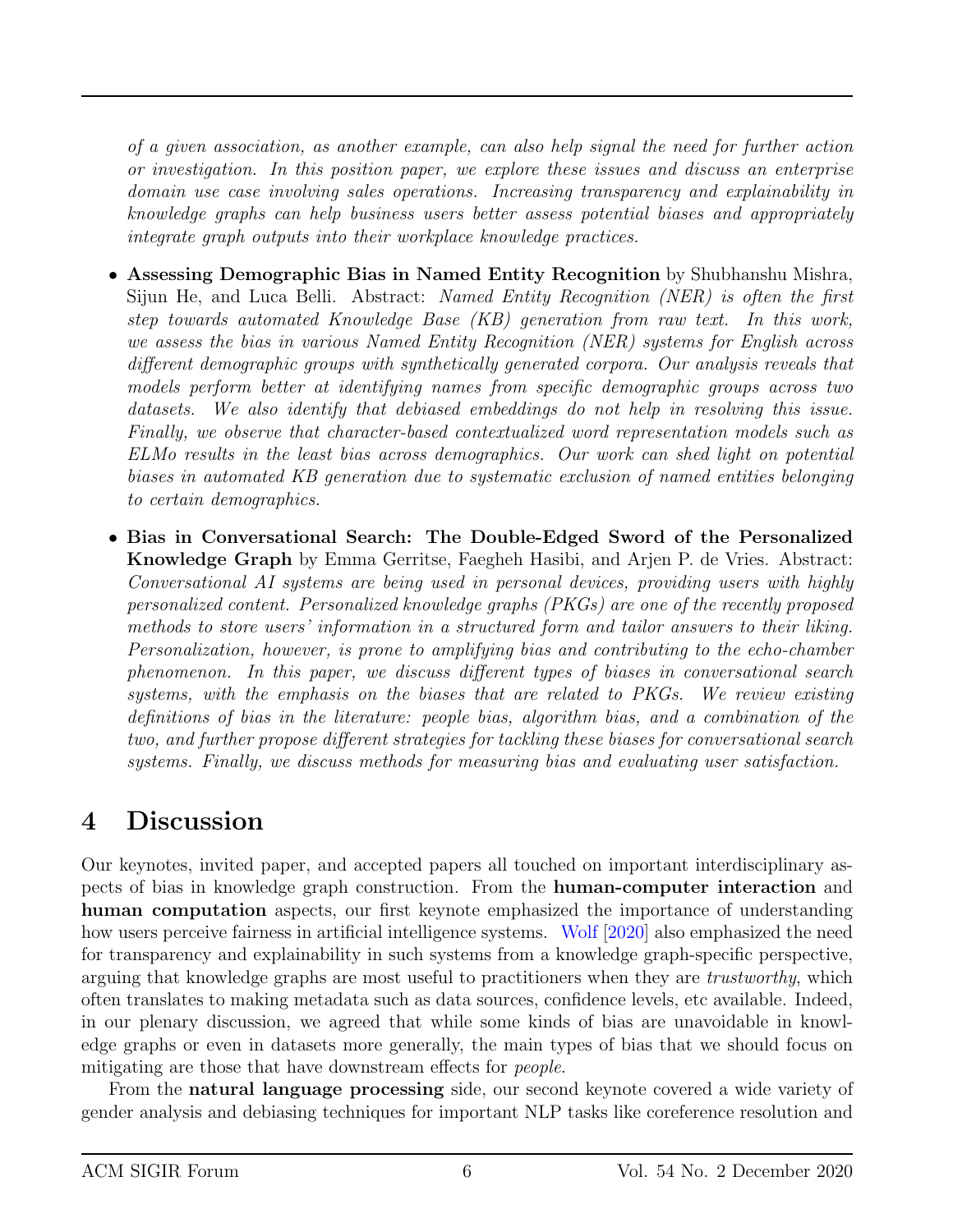*of a given association, as another example, can also help signal the need for further action or investigation. In this position paper, we explore these issues and discuss an enterprise domain use case involving sales operations. Increasing transparency and explainability in knowledge graphs can help business users better assess potential biases and appropriately integrate graph outputs into their workplace knowledge practices.*

- **Assessing Demographic Bias in Named Entity Recognition** by Shubhanshu Mishra, Sijun He, and Luca Belli. Abstract: *Named Entity Recognition (NER) is often the first step towards automated Knowledge Base (KB) generation from raw text. In this work, we assess the bias in various Named Entity Recognition (NER) systems for English across different demographic groups with synthetically generated corpora. Our analysis reveals that models perform better at identifying names from specific demographic groups across two datasets. We also identify that debiased embeddings do not help in resolving this issue. Finally, we observe that character-based contextualized word representation models such as ELMo results in the least bias across demographics. Our work can shed light on potential biases in automated KB generation due to systematic exclusion of named entities belonging to certain demographics.*

- **Bias in Conversational Search: The Double-Edged Sword of the Personalized Knowledge Graph** by Emma Gerritse, Faegheh Hasibi, and Arjen P. de Vries. Abstract: *Conversational AI systems are being used in personal devices, providing users with highly personalized content. Personalized knowledge graphs (PKGs) are one of the recently proposed methods to store users' information in a structured form and tailor answers to their liking. Personalization, however, is prone to amplifying bias and contributing to the echo-chamber phenomenon. In this paper, we discuss different types of biases in conversational search systems, with the emphasis on the biases that are related to PKGs. We review existing definitions of bias in the literature: people bias, algorithm bias, and a combination of the two, and further propose different strategies for tackling these biases for conversational search systems. Finally, we discuss methods for measuring bias and evaluating user satisfaction.*

# 4 Discussion

Our keynotes, invited paper, and accepted papers all touched on important interdisciplinary aspects of bias in knowledge graph construction. From the **human-computer interaction** and **human computation** aspects, our first keynote emphasized the importance of understanding how users perceive fairness in artificial intelligence systems. Wolf [2020] also emphasized the need for transparency and explainability in such systems from a knowledge graph-specific perspective, arguing that knowledge graphs are most useful to practitioners when they are *trustworthy*, which often translates to making metadata such as data sources, confidence levels, etc available. Indeed, in our plenary discussion, we agreed that while some kinds of bias are unavoidable in knowledge graphs or even in datasets more generally, the main types of bias that we should focus on mitigating are those that have downstream effects for *people*.

From the **natural language processing** side, our second keynote covered a wide variety of gender analysis and debiasing techniques for important NLP tasks like coreference resolution and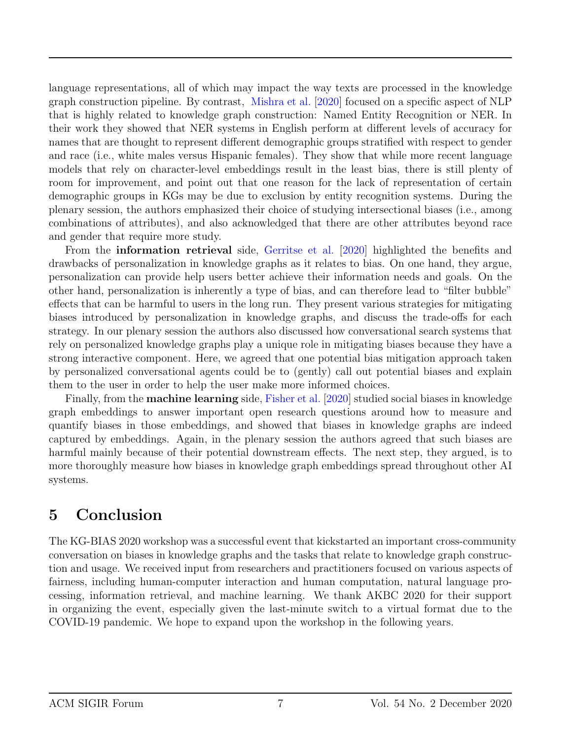language representations, all of which may impact the way texts are processed in the knowledge graph construction pipeline. By contrast, Mishra et al. [2020] focused on a specific aspect of NLP that is highly related to knowledge graph construction: Named Entity Recognition or NER. In their work they showed that NER systems in English perform at different levels of accuracy for names that are thought to represent different demographic groups stratified with respect to gender and race (i.e., white males versus Hispanic females). They show that while more recent language models that rely on character-level embeddings result in the least bias, there is still plenty of room for improvement, and point out that one reason for the lack of representation of certain demographic groups in KGs may be due to exclusion by entity recognition systems. During the plenary session, the authors emphasized their choice of studying intersectional biases (i.e., among combinations of attributes), and also acknowledged that there are other attributes beyond race and gender that require more study.

From the **information retrieval** side, Gerritse et al. [2020] highlighted the benefits and drawbacks of personalization in knowledge graphs as it relates to bias. On one hand, they argue, personalization can provide help users better achieve their information needs and goals. On the other hand, personalization is inherently a type of bias, and can therefore lead to "filter bubble" effects that can be harmful to users in the long run. They present various strategies for mitigating biases introduced by personalization in knowledge graphs, and discuss the trade-offs for each strategy. In our plenary session the authors also discussed how conversational search systems that rely on personalized knowledge graphs play a unique role in mitigating biases because they have a strong interactive component. Here, we agreed that one potential bias mitigation approach taken by personalized conversational agents could be to (gently) call out potential biases and explain them to the user in order to help the user make more informed choices.

Finally, from the **machine learning** side, Fisher et al. [2020] studied social biases in knowledge graph embeddings to answer important open research questions around how to measure and quantify biases in those embeddings, and showed that biases in knowledge graphs are indeed captured by embeddings. Again, in the plenary session the authors agreed that such biases are harmful mainly because of their potential downstream effects. The next step, they argued, is to more thoroughly measure how biases in knowledge graph embeddings spread throughout other AI systems.

## 5 Conclusion

The KG-BIAS 2020 workshop was a successful event that kickstarted an important cross-community conversation on biases in knowledge graphs and the tasks that relate to knowledge graph construction and usage. We received input from researchers and practitioners focused on various aspects of fairness, including human-computer interaction and human computation, natural language processing, information retrieval, and machine learning. We thank AKBC 2020 for their support in organizing the event, especially given the last-minute switch to a virtual format due to the COVID-19 pandemic. We hope to expand upon the workshop in the following years.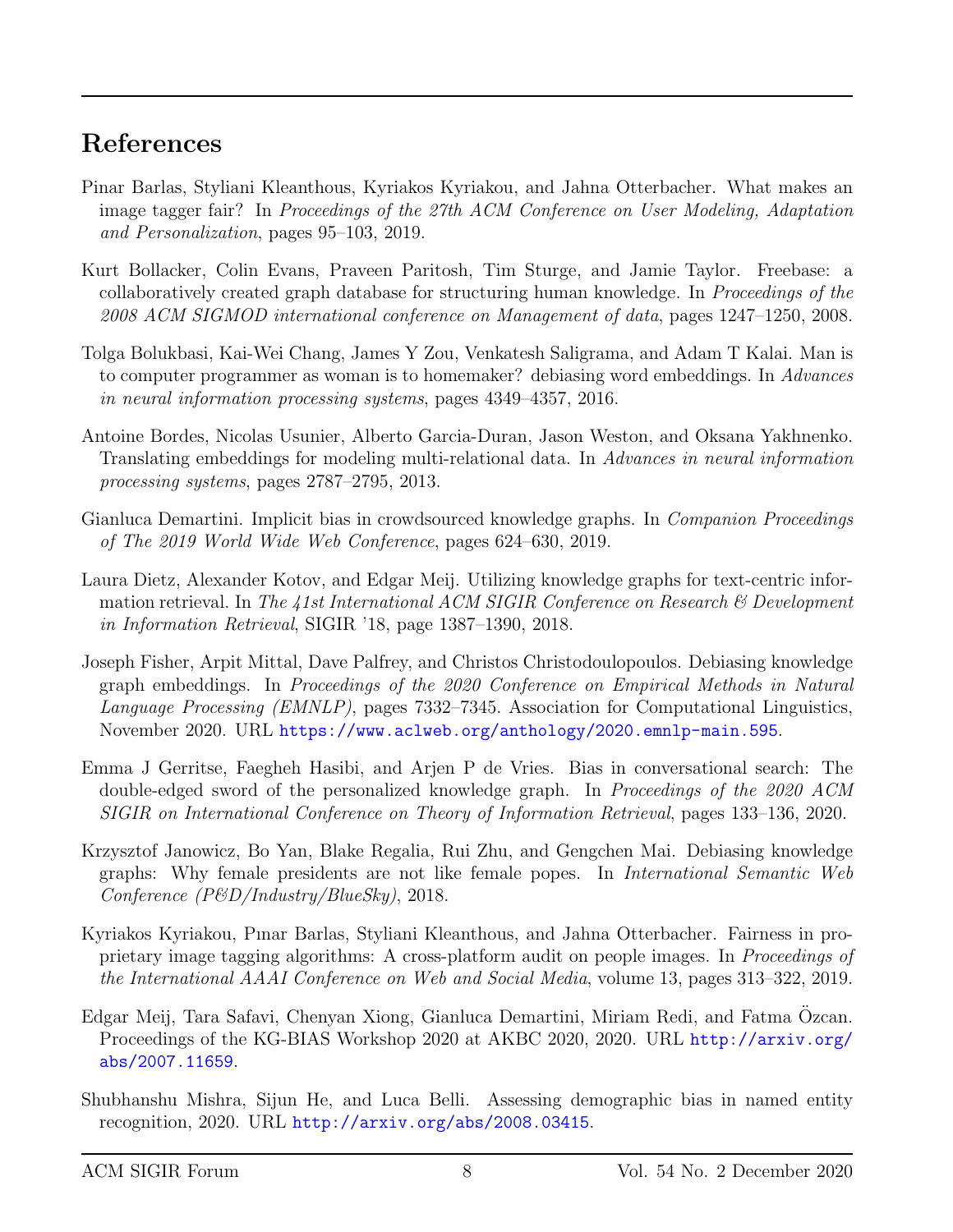# References

Pinar Barlas, Styliani Kleanthous, Kyriakos Kyriakou, and Jahna Otterbacher. What makes an image tagger fair? In *Proceedings of the 27th ACM Conference on User Modeling, Adaptation and Personalization*, pages 95–103, 2019.

Kurt Bollacker, Colin Evans, Praveen Paritosh, Tim Sturge, and Jamie Taylor. Freebase: a collaboratively created graph database for structuring human knowledge. In *Proceedings of the 2008 ACM SIGMOD international conference on Management of data*, pages 1247–1250, 2008.

Tolga Bolukbasi, Kai-Wei Chang, James Y Zou, Venkatesh Saligrama, and Adam T Kalai. Man is to computer programmer as woman is to homemaker? debiasing word embeddings. In *Advances in neural information processing systems*, pages 4349–4357, 2016.

Antoine Bordes, Nicolas Usunier, Alberto Garcia-Duran, Jason Weston, and Oksana Yakhnenko. Translating embeddings for modeling multi-relational data. In *Advances in neural information processing systems*, pages 2787–2795, 2013.

Gianluca Demartini. Implicit bias in crowdsourced knowledge graphs. In *Companion Proceedings of The 2019 World Wide Web Conference*, pages 624–630, 2019.

Laura Dietz, Alexander Kotov, and Edgar Meij. Utilizing knowledge graphs for text-centric information retrieval. In *The 41st International ACM SIGIR Conference on Research & Development in Information Retrieval*, SIGIR '18, page 1387–1390, 2018.

Joseph Fisher, Arpit Mittal, Dave Palfrey, and Christos Christodoulopoulos. Debiasing knowledge graph embeddings. In *Proceedings of the 2020 Conference on Empirical Methods in Natural Language Processing (EMNLP)*, pages 7332–7345. Association for Computational Linguistics, November 2020. URL https://www.aclweb.org/anthology/2020.emnlp-main.595.

Emma J Gerritse, Faegheh Hasibi, and Arjen P de Vries. Bias in conversational search: The double-edged sword of the personalized knowledge graph. In *Proceedings of the 2020 ACM SIGIR on International Conference on Theory of Information Retrieval*, pages 133–136, 2020.

Krzysztof Janowicz, Bo Yan, Blake Regalia, Rui Zhu, and Gengchen Mai. Debiasing knowledge graphs: Why female presidents are not like female popes. In *International Semantic Web Conference (P&D/Industry/BlueSky)*, 2018.

Kyriakos Kyriakou, Pınar Barlas, Styliani Kleanthous, and Jahna Otterbacher. Fairness in proprietary image tagging algorithms: A cross-platform audit on people images. In *Proceedings of the International AAAI Conference on Web and Social Media*, volume 13, pages 313–322, 2019.

Edgar Meij, Tara Safavi, Chenyan Xiong, Gianluca Demartini, Miriam Redi, and Fatma Özcan. Proceedings of the KG-BIAS Workshop 2020 at AKBC 2020, 2020. URL http://arxiv.org/abs/2007.11659.

Shubhanshu Mishra, Sijun He, and Luca Belli. Assessing demographic bias in named entity recognition, 2020. URL http://arxiv.org/abs/2008.03415.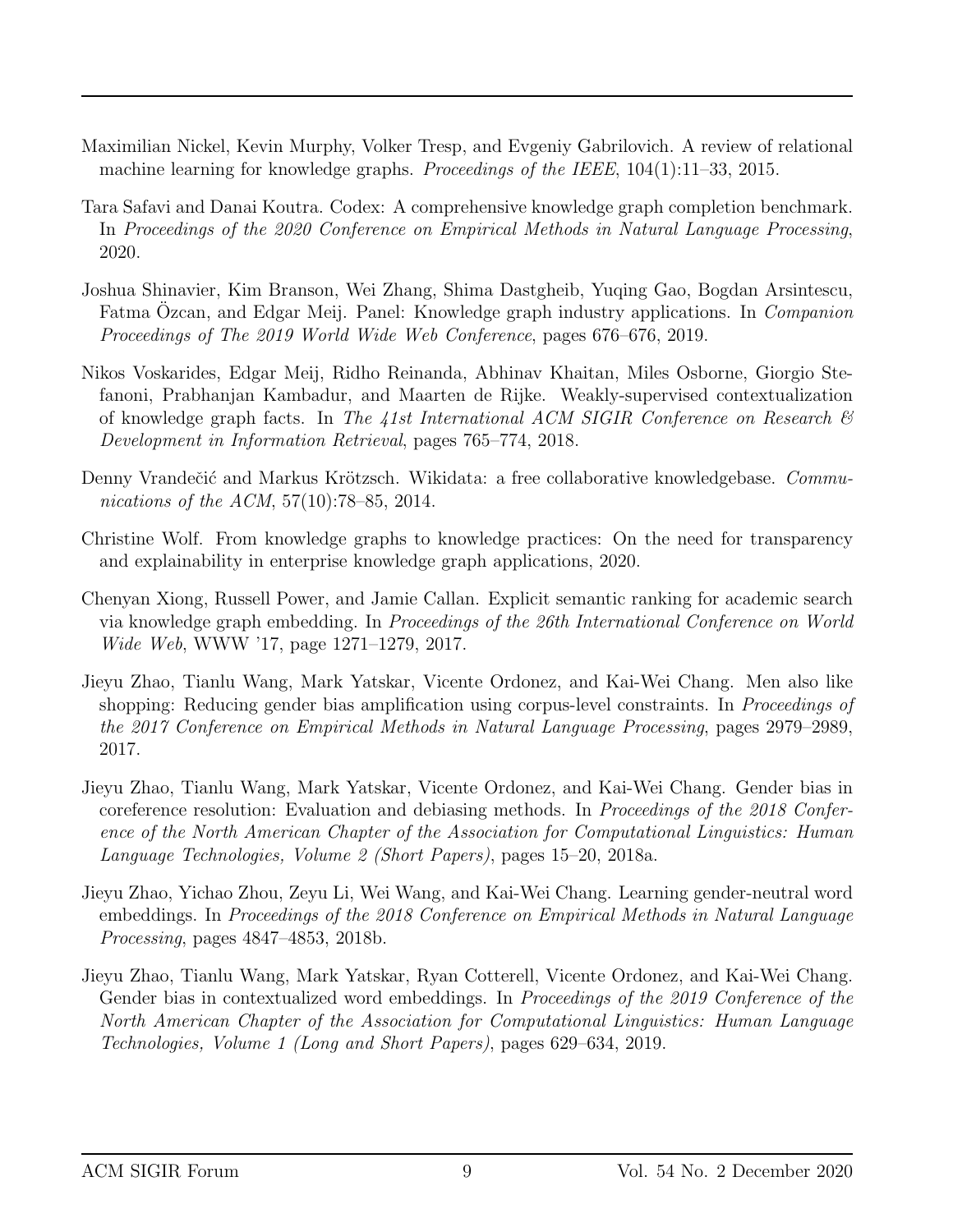Maximilian Nickel, Kevin Murphy, Volker Tresp, and Evgeniy Gabrilovich. A review of relational machine learning for knowledge graphs. *Proceedings of the IEEE*, 104(1):11–33, 2015.

Tara Safavi and Danai Koutra. Codex: A comprehensive knowledge graph completion benchmark. In *Proceedings of the 2020 Conference on Empirical Methods in Natural Language Processing*, 2020.

Joshua Shinavier, Kim Branson, Wei Zhang, Shima Dastgheib, Yuqing Gao, Bogdan Arsintescu, Fatma Özcan, and Edgar Meij. Panel: Knowledge graph industry applications. In *Companion Proceedings of The 2019 World Wide Web Conference*, pages 676–676, 2019.

Nikos Voskarides, Edgar Meij, Ridho Reinanda, Abhinav Khaitan, Miles Osborne, Giorgio Stefanoni, Prabhanjan Kambadur, and Maarten de Rijke. Weakly-supervised contextualization of knowledge graph facts. In *The 41st International ACM SIGIR Conference on Research & Development in Information Retrieval*, pages 765–774, 2018.

Denny Vrandečić and Markus Krötzsch. Wikidata: a free collaborative knowledgebase. *Communications of the ACM*, 57(10):78–85, 2014.

Christine Wolf. From knowledge graphs to knowledge practices: On the need for transparency and explainability in enterprise knowledge graph applications, 2020.

Chenyan Xiong, Russell Power, and Jamie Callan. Explicit semantic ranking for academic search via knowledge graph embedding. In *Proceedings of the 26th International Conference on World Wide Web*, WWW '17, page 1271–1279, 2017.

Jieyu Zhao, Tianlu Wang, Mark Yatskar, Vicente Ordonez, and Kai-Wei Chang. Men also like shopping: Reducing gender bias amplification using corpus-level constraints. In *Proceedings of the 2017 Conference on Empirical Methods in Natural Language Processing*, pages 2979–2989, 2017.

Jieyu Zhao, Tianlu Wang, Mark Yatskar, Vicente Ordonez, and Kai-Wei Chang. Gender bias in coreference resolution: Evaluation and debiasing methods. In *Proceedings of the 2018 Conference of the North American Chapter of the Association for Computational Linguistics: Human Language Technologies, Volume 2 (Short Papers)*, pages 15–20, 2018a.

Jieyu Zhao, Yichao Zhou, Zeyu Li, Wei Wang, and Kai-Wei Chang. Learning gender-neutral word embeddings. In *Proceedings of the 2018 Conference on Empirical Methods in Natural Language Processing*, pages 4847–4853, 2018b.

Jieyu Zhao, Tianlu Wang, Mark Yatskar, Ryan Cotterell, Vicente Ordonez, and Kai-Wei Chang. Gender bias in contextualized word embeddings. In *Proceedings of the 2019 Conference of the North American Chapter of the Association for Computational Linguistics: Human Language Technologies, Volume 1 (Long and Short Papers)*, pages 629–634, 2019.